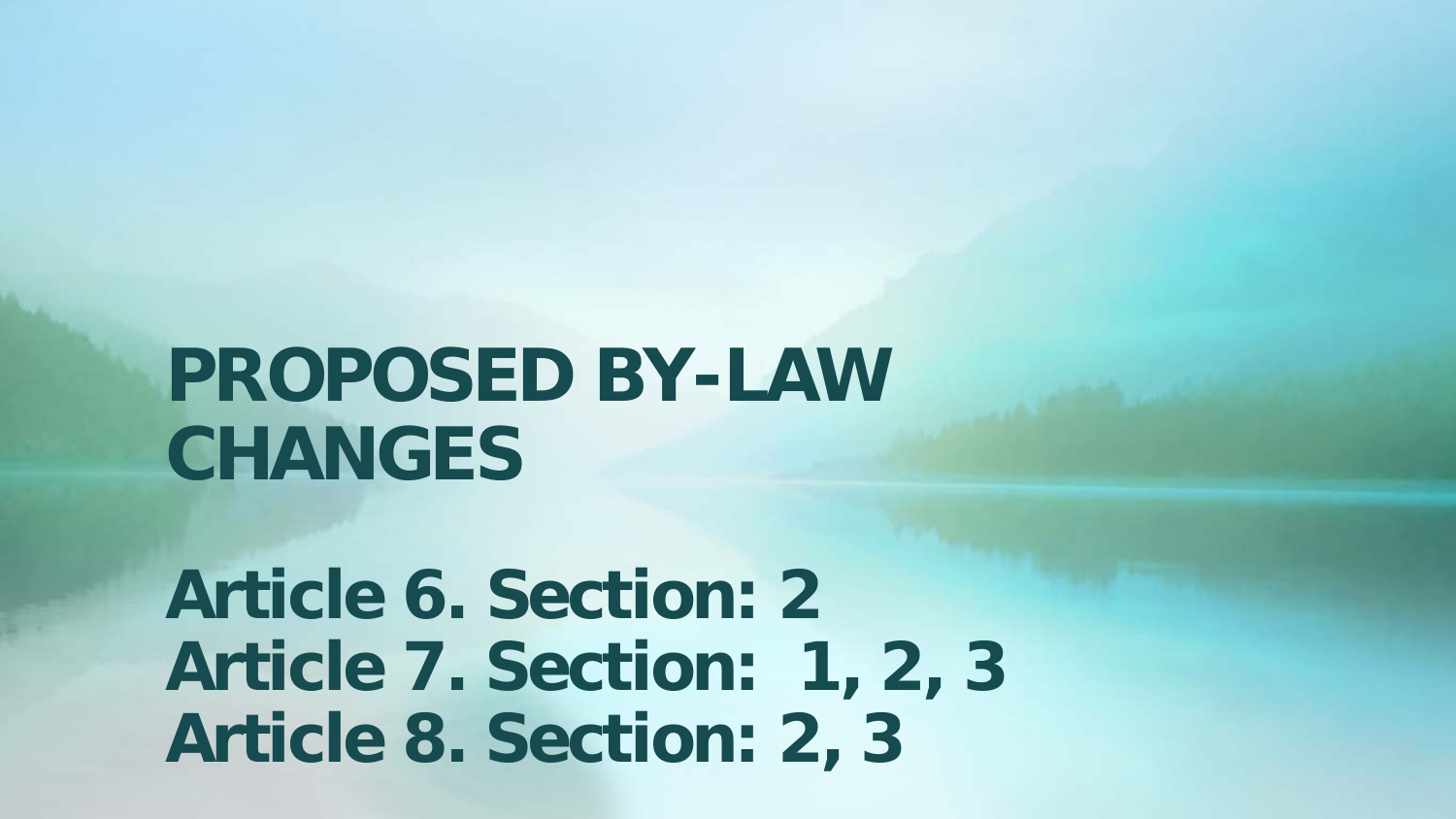# PROPOSED BY-LAW CHANGES

**Article 6. Section: 2**
**Article 7. Section: 1, 2, 3**
**Article 8. Section: 2, 3**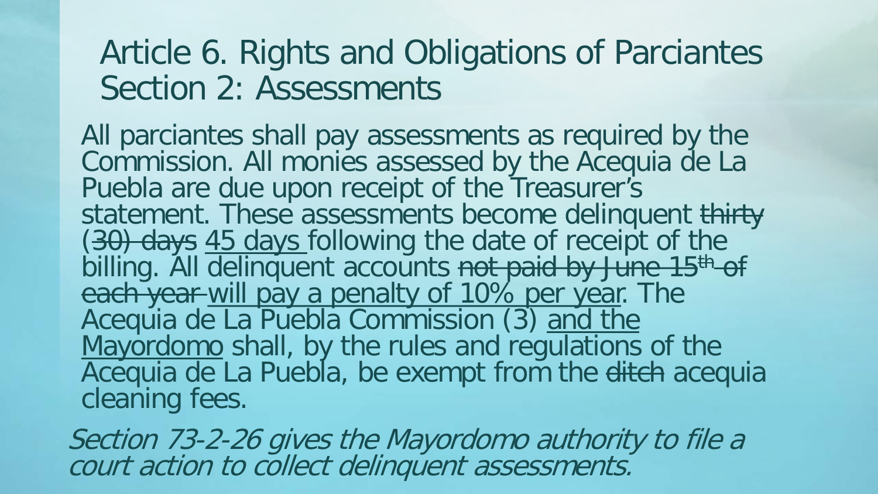# Article 6. Rights and Obligations of Parciantes Section 2: Assessments

All parciantes shall pay assessments as required by the Commission. All monies assessed by the Acequia de La Puebla are due upon receipt of the Treasurer's statement. These assessments become delinquent ~~thirty (30) days~~ <u>45 days</u> following the date of receipt of the billing. All delinquent accounts ~~not paid by June 15th of each year~~ <u>will pay a penalty of 10% per year</u>. The Acequia de La Puebla Commission (3) <u>and the Mayordomo</u> shall, by the rules and regulations of the Acequia de La Puebla, be exempt from the ~~ditch~~ acequia cleaning fees.

*Section 73-2-26 gives the Mayordomo authority to file a court action to collect delinquent assessments.*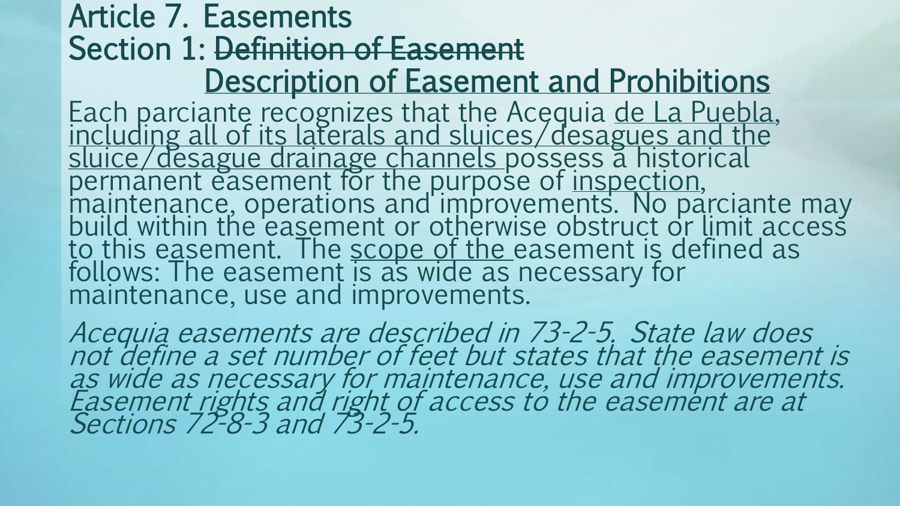# Article 7. Easements

## Section 1: ~~Definition of Easement~~ <u>Description of Easement and Prohibitions</u>

Each parciante recognizes that the Acequia <u>de La Puebla</u>, <u>including all of its laterals and sluices/desagues and the sluice/desague drainage channels</u> possess a historical permanent easement for the purpose of <u>inspection</u>, maintenance, operations and improvements. No parciante may build within the easement or otherwise obstruct or limit access to this easement. The <u>scope of the</u> easement is defined as follows: The easement is as wide as necessary for maintenance, use and improvements.

*Acequia easements are described in 73-2-5. State law does not define a set number of feet but states that the easement is as wide as necessary for maintenance, use and improvements. Easement rights and right of access to the easement are at Sections 72-8-3 and 73-2-5.*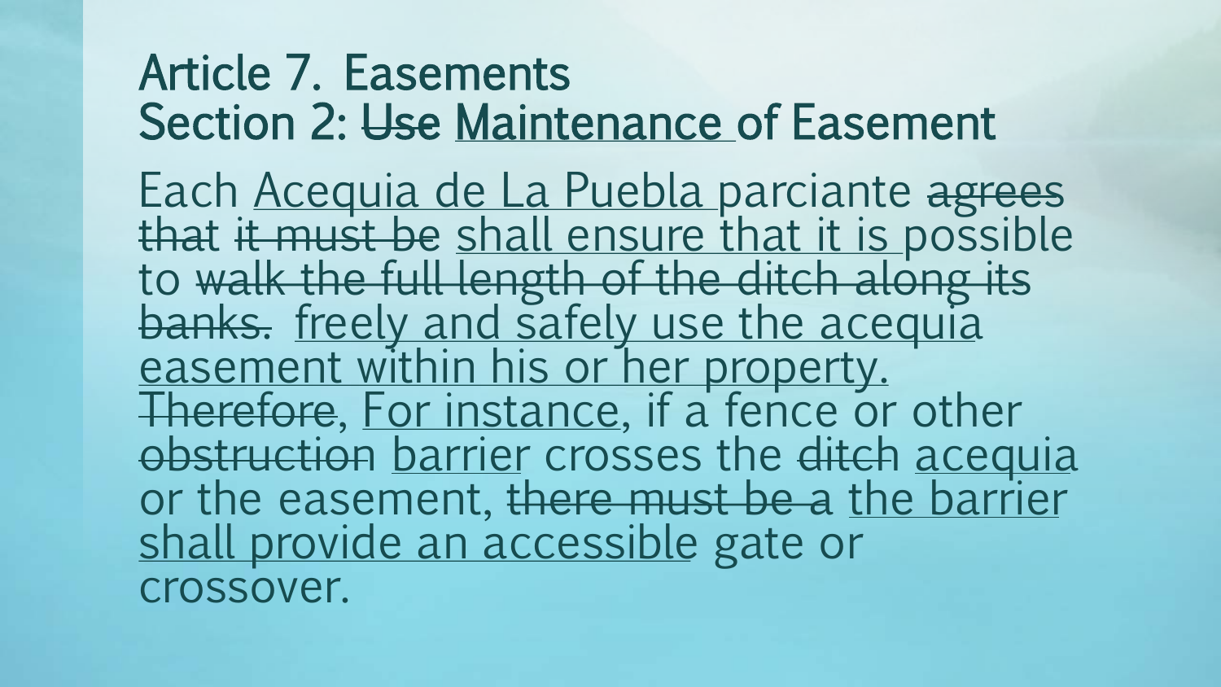# Article 7. Easements

## Section 2: ~~Use~~ <u>Maintenance</u> of Easement

Each <u>Acequia de La Puebla</u> parciante ~~agrees that~~ ~~it must be~~ <u>shall ensure that it is</u> possible to ~~walk the full length of the ditch along its banks.~~ <u>freely and safely use the acequia easement within his or her property.</u> ~~Therefore~~, <u>For instance</u>, if a fence or other ~~obstruction~~ <u>barrier</u> crosses the ~~ditch~~ <u>acequia</u> or the easement, ~~there must be a~~ <u>the barrier shall provide an accessible</u> gate or crossover.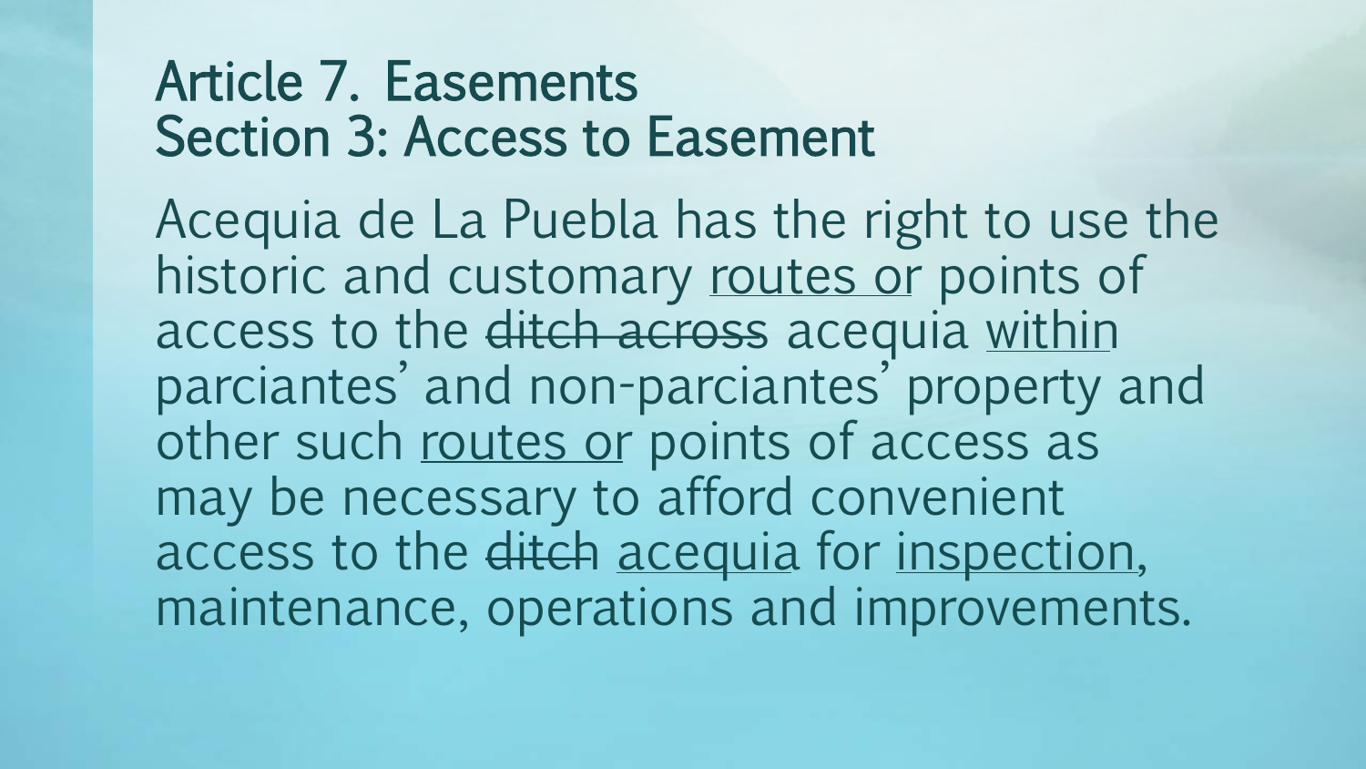# Article 7. Easements
## Section 3: Access to Easement

Acequia de La Puebla has the right to use the historic and customary <u>routes or</u> points of access to the ~~ditch across~~ acequia <u>within</u> parciantes' and non-parciantes' property and other such <u>routes or</u> points of access as may be necessary to afford convenient access to the ~~ditch~~ <u>acequia</u> for <u>inspection</u>, maintenance, operations and improvements.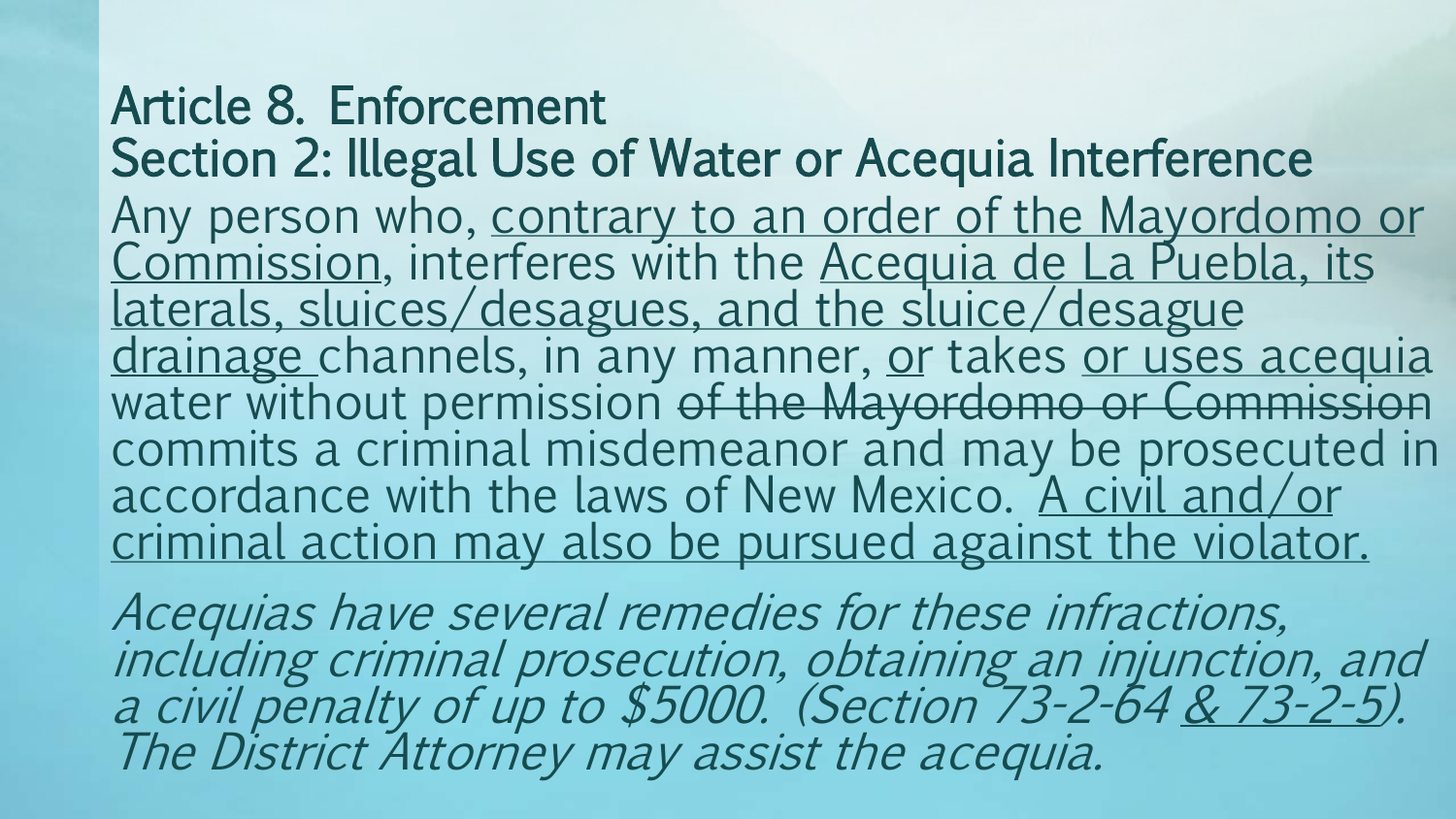# Article 8. Enforcement

## Section 2: Illegal Use of Water or Acequia Interference

Any person who, <u>contrary to an order of the Mayordomo or Commission</u>, interferes with the <u>Acequia de La Puebla, its laterals, sluices/desagues, and the sluice/desague drainage</u> channels, in any manner, <u>or</u> takes <u>or uses acequia</u> water without permission ~~of the Mayordomo or Commission~~ commits a criminal misdemeanor and may be prosecuted in accordance with the laws of New Mexico. <u>A civil and/or criminal action may also be pursued against the violator.</u>

*Acequias have several remedies for these infractions, including criminal prosecution, obtaining an injunction, and a civil penalty of up to $5000. (Section 73-2-64 <u>& 73-2-5</u>). The District Attorney may assist the acequia.*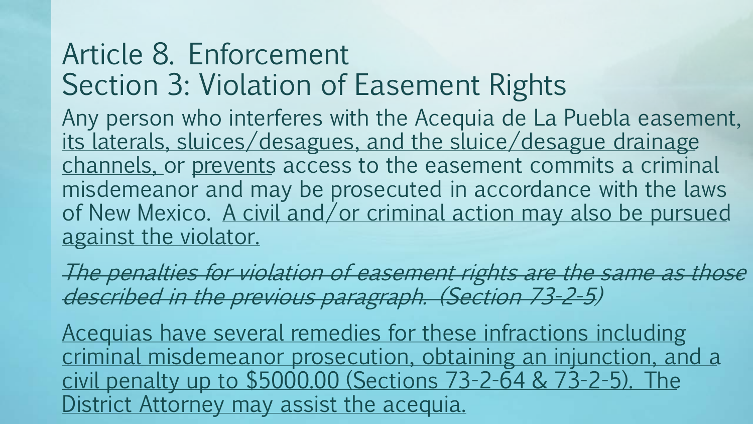# Article 8. Enforcement
## Section 3: Violation of Easement Rights

Any person who interferes with the Acequia de La Puebla easement, <u>its laterals, sluices/desagues, and the sluice/desague drainage channels, </u>or <u>prevents</u> access to the easement commits a criminal misdemeanor and may be prosecuted in accordance with the laws of New Mexico. <u>A civil and/or criminal action may also be pursued against the violator.</u>

~~*The penalties for violation of easement rights are the same as those described in the previous paragraph. (Section 73-2-5*~~*)*

<u>Acequias have several remedies for these infractions including criminal misdemeanor prosecution, obtaining an injunction, and a civil penalty up to $5000.00 (Sections 73-2-64 & 73-2-5). The District Attorney may assist the acequia.</u>